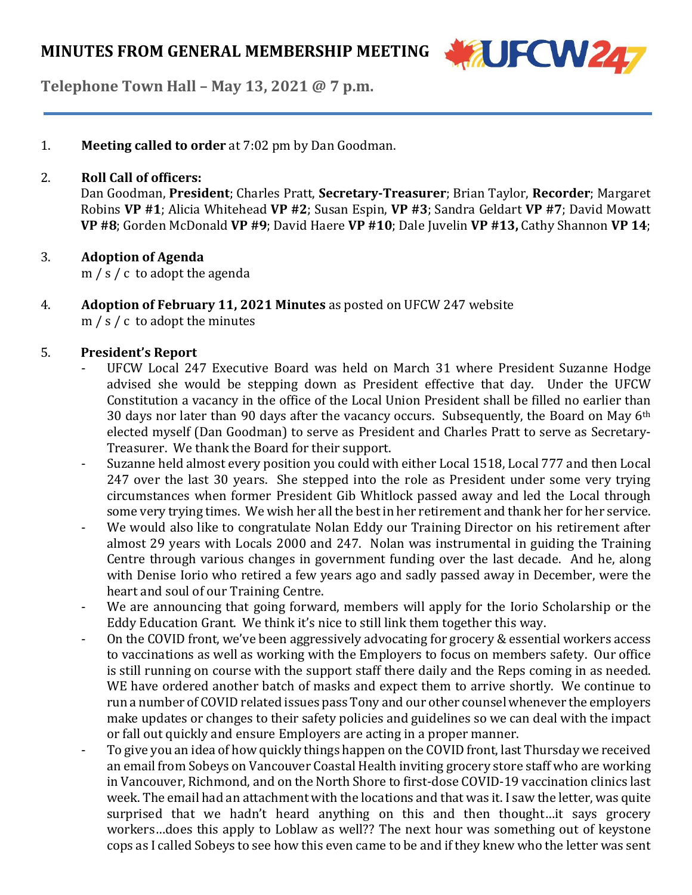# MINUTES FROM GENERAL MEMBERSHIP MEETING

**Telephone Town Hall – May 13, 2021 @ 7 p.m.**

1. **Meeting called to order** at 7:02 pm by Dan Goodman.

2. **Roll Call of officers:**
   Dan Goodman, **President**; Charles Pratt, **Secretary-Treasurer**; Brian Taylor, **Recorder**; Margaret Robins **VP #1**; Alicia Whitehead **VP #2**; Susan Espin, **VP #3**; Sandra Geldart **VP #7**; David Mowatt **VP #8**; Gorden McDonald **VP #9**; David Haere **VP #10**; Dale Juvelin **VP #13,** Cathy Shannon **VP 14**;

3. **Adoption of Agenda**
   m / s / c to adopt the agenda

4. **Adoption of February 11, 2021 Minutes** as posted on UFCW 247 website
   m / s / c to adopt the minutes

5. **President's Report**
   - UFCW Local 247 Executive Board was held on March 31 where President Suzanne Hodge advised she would be stepping down as President effective that day. Under the UFCW Constitution a vacancy in the office of the Local Union President shall be filled no earlier than 30 days nor later than 90 days after the vacancy occurs. Subsequently, the Board on May 6th elected myself (Dan Goodman) to serve as President and Charles Pratt to serve as Secretary-Treasurer. We thank the Board for their support.
   - Suzanne held almost every position you could with either Local 1518, Local 777 and then Local 247 over the last 30 years. She stepped into the role as President under some very trying circumstances when former President Gib Whitlock passed away and led the Local through some very trying times. We wish her all the best in her retirement and thank her for her service.
   - We would also like to congratulate Nolan Eddy our Training Director on his retirement after almost 29 years with Locals 2000 and 247. Nolan was instrumental in guiding the Training Centre through various changes in government funding over the last decade. And he, along with Denise Iorio who retired a few years ago and sadly passed away in December, were the heart and soul of our Training Centre.
   - We are announcing that going forward, members will apply for the Iorio Scholarship or the Eddy Education Grant. We think it's nice to still link them together this way.
   - On the COVID front, we've been aggressively advocating for grocery & essential workers access to vaccinations as well as working with the Employers to focus on members safety. Our office is still running on course with the support staff there daily and the Reps coming in as needed. WE have ordered another batch of masks and expect them to arrive shortly. We continue to run a number of COVID related issues pass Tony and our other counsel whenever the employers make updates or changes to their safety policies and guidelines so we can deal with the impact or fall out quickly and ensure Employers are acting in a proper manner.
   - To give you an idea of how quickly things happen on the COVID front, last Thursday we received an email from Sobeys on Vancouver Coastal Health inviting grocery store staff who are working in Vancouver, Richmond, and on the North Shore to first-dose COVID-19 vaccination clinics last week. The email had an attachment with the locations and that was it. I saw the letter, was quite surprised that we hadn't heard anything on this and then thought…it says grocery workers…does this apply to Loblaw as well?? The next hour was something out of keystone cops as I called Sobeys to see how this even came to be and if they knew who the letter was sent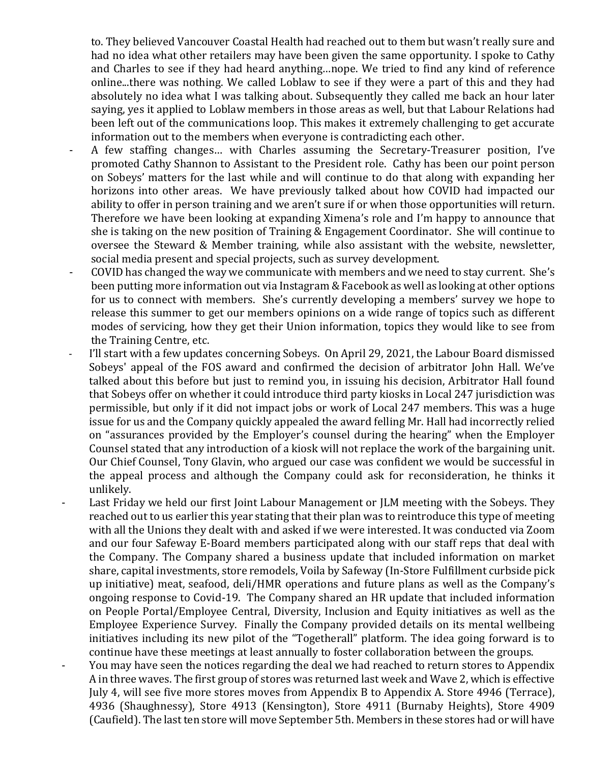to. They believed Vancouver Coastal Health had reached out to them but wasn't really sure and had no idea what other retailers may have been given the same opportunity. I spoke to Cathy and Charles to see if they had heard anything…nope. We tried to find any kind of reference online...there was nothing. We called Loblaw to see if they were a part of this and they had absolutely no idea what I was talking about. Subsequently they called me back an hour later saying, yes it applied to Loblaw members in those areas as well, but that Labour Relations had been left out of the communications loop. This makes it extremely challenging to get accurate information out to the members when everyone is contradicting each other.

- A few staffing changes… with Charles assuming the Secretary-Treasurer position, I've promoted Cathy Shannon to Assistant to the President role. Cathy has been our point person on Sobeys' matters for the last while and will continue to do that along with expanding her horizons into other areas. We have previously talked about how COVID had impacted our ability to offer in person training and we aren't sure if or when those opportunities will return. Therefore we have been looking at expanding Ximena's role and I'm happy to announce that she is taking on the new position of Training & Engagement Coordinator. She will continue to oversee the Steward & Member training, while also assistant with the website, newsletter, social media present and special projects, such as survey development.
- COVID has changed the way we communicate with members and we need to stay current. She's been putting more information out via Instagram & Facebook as well as looking at other options for us to connect with members. She's currently developing a members' survey we hope to release this summer to get our members opinions on a wide range of topics such as different modes of servicing, how they get their Union information, topics they would like to see from the Training Centre, etc.
- I'll start with a few updates concerning Sobeys. On April 29, 2021, the Labour Board dismissed Sobeys' appeal of the FOS award and confirmed the decision of arbitrator John Hall. We've talked about this before but just to remind you, in issuing his decision, Arbitrator Hall found that Sobeys offer on whether it could introduce third party kiosks in Local 247 jurisdiction was permissible, but only if it did not impact jobs or work of Local 247 members. This was a huge issue for us and the Company quickly appealed the award felling Mr. Hall had incorrectly relied on "assurances provided by the Employer's counsel during the hearing" when the Employer Counsel stated that any introduction of a kiosk will not replace the work of the bargaining unit. Our Chief Counsel, Tony Glavin, who argued our case was confident we would be successful in the appeal process and although the Company could ask for reconsideration, he thinks it unlikely.
- Last Friday we held our first Joint Labour Management or JLM meeting with the Sobeys. They reached out to us earlier this year stating that their plan was to reintroduce this type of meeting with all the Unions they dealt with and asked if we were interested. It was conducted via Zoom and our four Safeway E-Board members participated along with our staff reps that deal with the Company. The Company shared a business update that included information on market share, capital investments, store remodels, Voila by Safeway (In-Store Fulfillment curbside pick up initiative) meat, seafood, deli/HMR operations and future plans as well as the Company's ongoing response to Covid-19. The Company shared an HR update that included information on People Portal/Employee Central, Diversity, Inclusion and Equity initiatives as well as the Employee Experience Survey. Finally the Company provided details on its mental wellbeing initiatives including its new pilot of the "Togetherall" platform. The idea going forward is to continue have these meetings at least annually to foster collaboration between the groups.
- You may have seen the notices regarding the deal we had reached to return stores to Appendix A in three waves. The first group of stores was returned last week and Wave 2, which is effective July 4, will see five more stores moves from Appendix B to Appendix A. Store 4946 (Terrace), 4936 (Shaughnessy), Store 4913 (Kensington), Store 4911 (Burnaby Heights), Store 4909 (Caufield). The last ten store will move September 5th. Members in these stores had or will have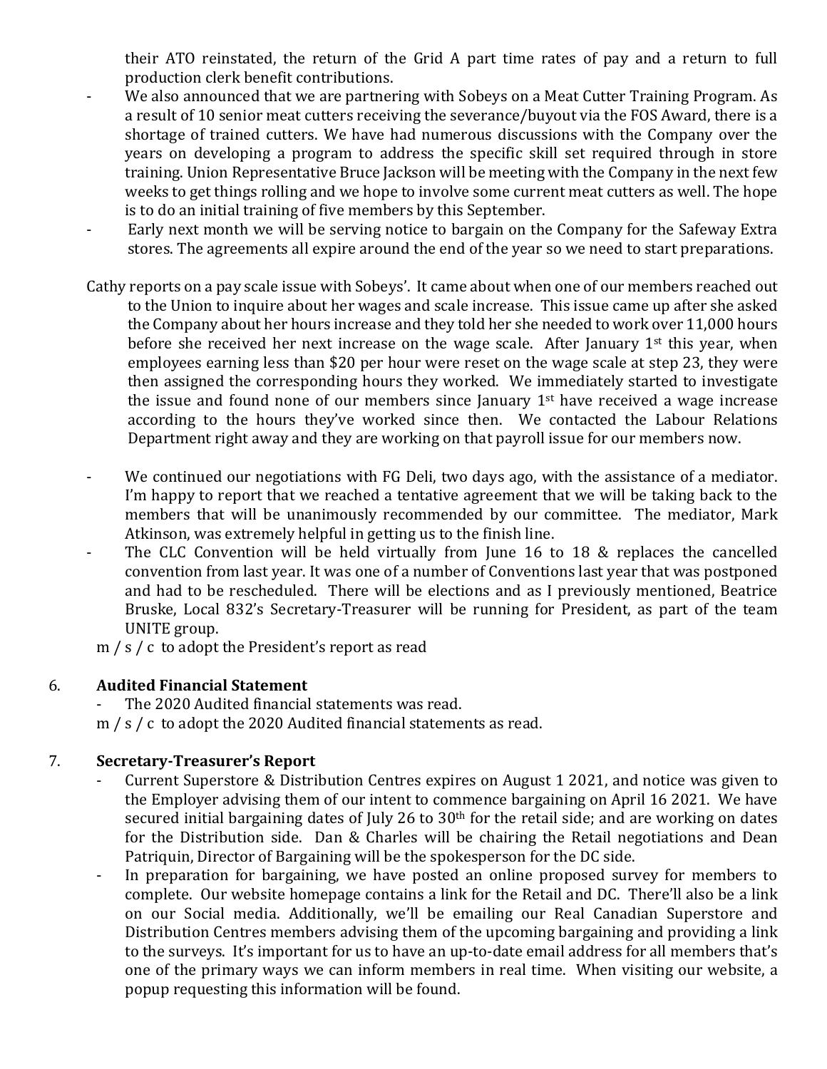their ATO reinstated, the return of the Grid A part time rates of pay and a return to full production clerk benefit contributions.

- We also announced that we are partnering with Sobeys on a Meat Cutter Training Program. As a result of 10 senior meat cutters receiving the severance/buyout via the FOS Award, there is a shortage of trained cutters. We have had numerous discussions with the Company over the years on developing a program to address the specific skill set required through in store training. Union Representative Bruce Jackson will be meeting with the Company in the next few weeks to get things rolling and we hope to involve some current meat cutters as well. The hope is to do an initial training of five members by this September.
- Early next month we will be serving notice to bargain on the Company for the Safeway Extra stores. The agreements all expire around the end of the year so we need to start preparations.

Cathy reports on a pay scale issue with Sobeys'. It came about when one of our members reached out to the Union to inquire about her wages and scale increase. This issue came up after she asked the Company about her hours increase and they told her she needed to work over 11,000 hours before she received her next increase on the wage scale. After January 1st this year, when employees earning less than $20 per hour were reset on the wage scale at step 23, they were then assigned the corresponding hours they worked. We immediately started to investigate the issue and found none of our members since January 1st have received a wage increase according to the hours they've worked since then. We contacted the Labour Relations Department right away and they are working on that payroll issue for our members now.

- We continued our negotiations with FG Deli, two days ago, with the assistance of a mediator. I'm happy to report that we reached a tentative agreement that we will be taking back to the members that will be unanimously recommended by our committee. The mediator, Mark Atkinson, was extremely helpful in getting us to the finish line.
- The CLC Convention will be held virtually from June 16 to 18 & replaces the cancelled convention from last year. It was one of a number of Conventions last year that was postponed and had to be rescheduled. There will be elections and as I previously mentioned, Beatrice Bruske, Local 832's Secretary-Treasurer will be running for President, as part of the team UNITE group.

m / s / c to adopt the President's report as read

6. **Audited Financial Statement**
   - The 2020 Audited financial statements was read.

   m / s / c to adopt the 2020 Audited financial statements as read.

7. **Secretary-Treasurer's Report**
   - Current Superstore & Distribution Centres expires on August 1 2021, and notice was given to the Employer advising them of our intent to commence bargaining on April 16 2021. We have secured initial bargaining dates of July 26 to 30th for the retail side; and are working on dates for the Distribution side. Dan & Charles will be chairing the Retail negotiations and Dean Patriquin, Director of Bargaining will be the spokesperson for the DC side.
   - In preparation for bargaining, we have posted an online proposed survey for members to complete. Our website homepage contains a link for the Retail and DC. There'll also be a link on our Social media. Additionally, we'll be emailing our Real Canadian Superstore and Distribution Centres members advising them of the upcoming bargaining and providing a link to the surveys. It's important for us to have an up-to-date email address for all members that's one of the primary ways we can inform members in real time. When visiting our website, a popup requesting this information will be found.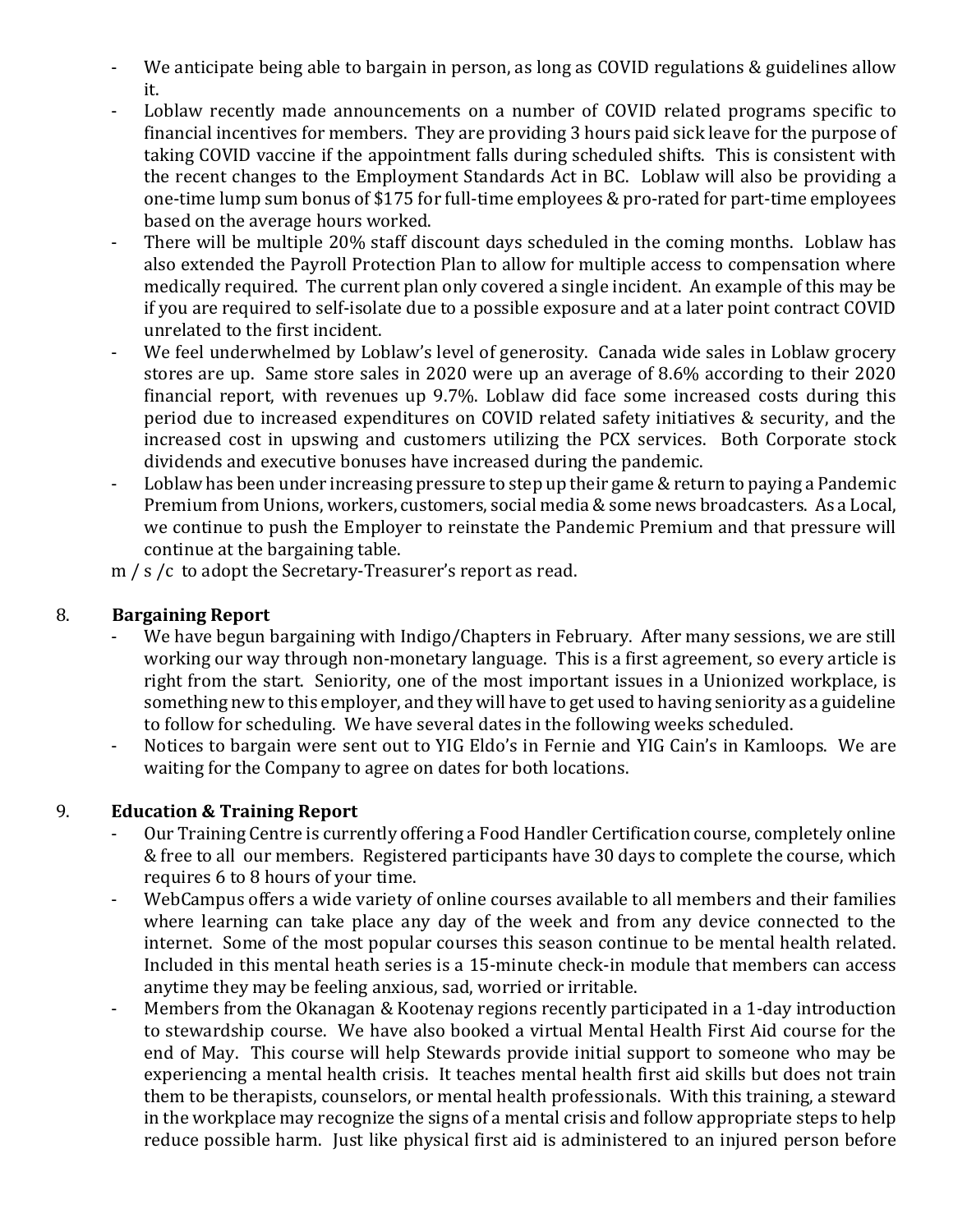- We anticipate being able to bargain in person, as long as COVID regulations & guidelines allow it.
- Loblaw recently made announcements on a number of COVID related programs specific to financial incentives for members. They are providing 3 hours paid sick leave for the purpose of taking COVID vaccine if the appointment falls during scheduled shifts. This is consistent with the recent changes to the Employment Standards Act in BC. Loblaw will also be providing a one-time lump sum bonus of $175 for full-time employees & pro-rated for part-time employees based on the average hours worked.
- There will be multiple 20% staff discount days scheduled in the coming months. Loblaw has also extended the Payroll Protection Plan to allow for multiple access to compensation where medically required. The current plan only covered a single incident. An example of this may be if you are required to self-isolate due to a possible exposure and at a later point contract COVID unrelated to the first incident.
- We feel underwhelmed by Loblaw's level of generosity. Canada wide sales in Loblaw grocery stores are up. Same store sales in 2020 were up an average of 8.6% according to their 2020 financial report, with revenues up 9.7%. Loblaw did face some increased costs during this period due to increased expenditures on COVID related safety initiatives & security, and the increased cost in upswing and customers utilizing the PCX services. Both Corporate stock dividends and executive bonuses have increased during the pandemic.
- Loblaw has been under increasing pressure to step up their game & return to paying a Pandemic Premium from Unions, workers, customers, social media & some news broadcasters. As a Local, we continue to push the Employer to reinstate the Pandemic Premium and that pressure will continue at the bargaining table.

m / s /c to adopt the Secretary-Treasurer's report as read.

8. **Bargaining Report**
   - We have begun bargaining with Indigo/Chapters in February. After many sessions, we are still working our way through non-monetary language. This is a first agreement, so every article is right from the start. Seniority, one of the most important issues in a Unionized workplace, is something new to this employer, and they will have to get used to having seniority as a guideline to follow for scheduling. We have several dates in the following weeks scheduled.
   - Notices to bargain were sent out to YIG Eldo's in Fernie and YIG Cain's in Kamloops. We are waiting for the Company to agree on dates for both locations.

9. **Education & Training Report**
   - Our Training Centre is currently offering a Food Handler Certification course, completely online & free to all our members. Registered participants have 30 days to complete the course, which requires 6 to 8 hours of your time.
   - WebCampus offers a wide variety of online courses available to all members and their families where learning can take place any day of the week and from any device connected to the internet. Some of the most popular courses this season continue to be mental health related. Included in this mental heath series is a 15-minute check-in module that members can access anytime they may be feeling anxious, sad, worried or irritable.
   - Members from the Okanagan & Kootenay regions recently participated in a 1-day introduction to stewardship course. We have also booked a virtual Mental Health First Aid course for the end of May. This course will help Stewards provide initial support to someone who may be experiencing a mental health crisis. It teaches mental health first aid skills but does not train them to be therapists, counselors, or mental health professionals. With this training, a steward in the workplace may recognize the signs of a mental crisis and follow appropriate steps to help reduce possible harm. Just like physical first aid is administered to an injured person before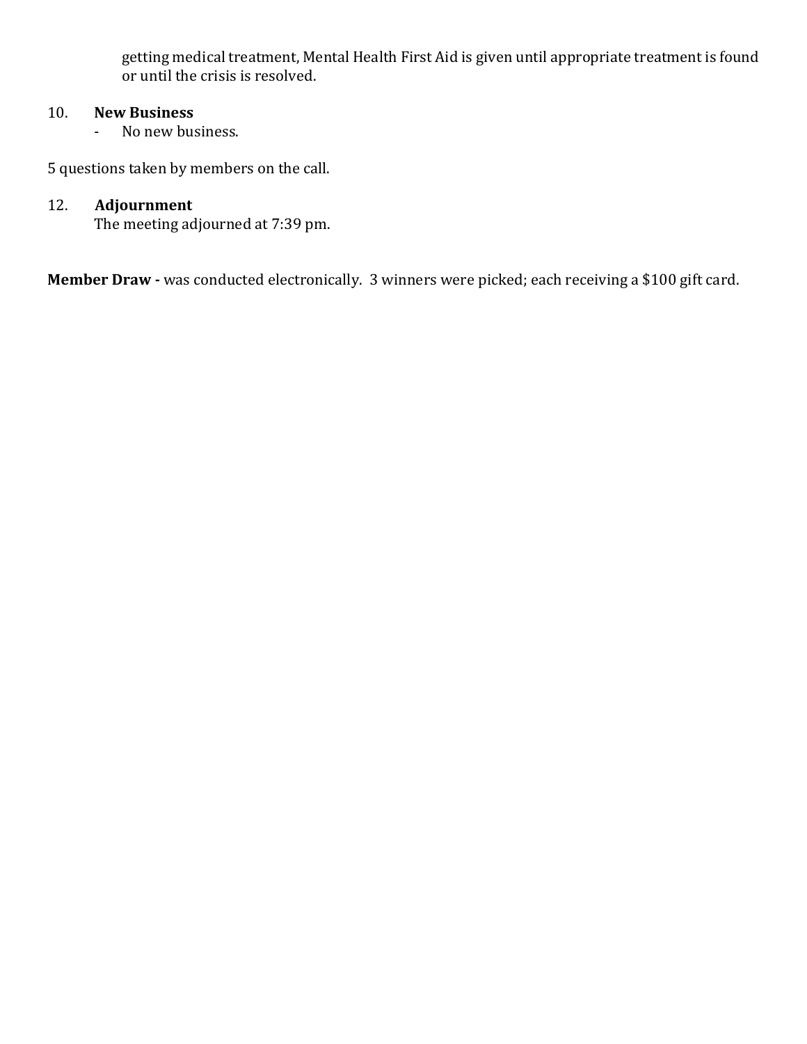getting medical treatment, Mental Health First Aid is given until appropriate treatment is found or until the crisis is resolved.

10. **New Business**
    - No new business.

5 questions taken by members on the call.

12. **Adjournment**
    The meeting adjourned at 7:39 pm.

**Member Draw -** was conducted electronically. 3 winners were picked; each receiving a $100 gift card.